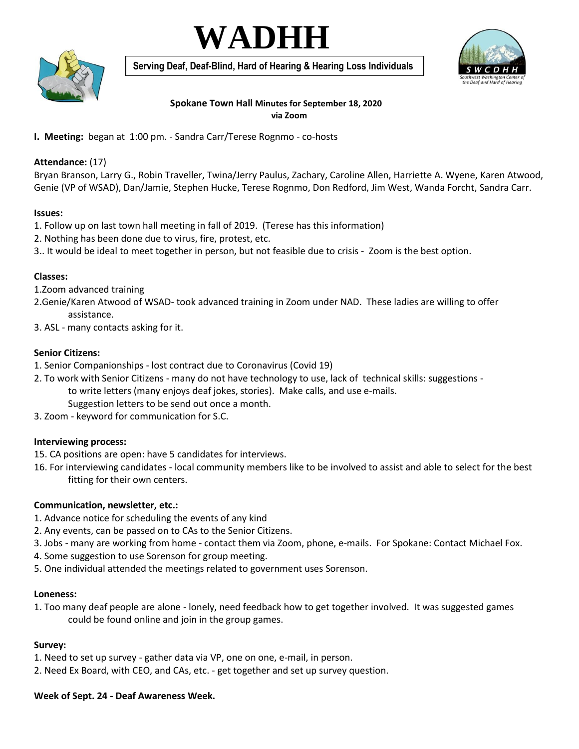# WADHH

**Serving Deaf, Deaf-Blind, Hard of Hearing & Hearing Loss Individuals**

SWCDHH
Southwest Washington Center of the Deaf and Hard of Hearing

**Spokane Town Hall Minutes for September 18, 2020**
**via Zoom**

**I. Meeting:** began at 1:00 pm. - Sandra Carr/Terese Rognmo - co-hosts

**Attendance:** (17)
Bryan Branson, Larry G., Robin Traveller, Twina/Jerry Paulus, Zachary, Caroline Allen, Harriette A. Wyene, Karen Atwood, Genie (VP of WSAD), Dan/Jamie, Stephen Hucke, Terese Rognmo, Don Redford, Jim West, Wanda Forcht, Sandra Carr.

**Issues:**
1. Follow up on last town hall meeting in fall of 2019. (Terese has this information)
2. Nothing has been done due to virus, fire, protest, etc.
3.. It would be ideal to meet together in person, but not feasible due to crisis - Zoom is the best option.

**Classes:**
1.Zoom advanced training
2.Genie/Karen Atwood of WSAD- took advanced training in Zoom under NAD. These ladies are willing to offer assistance.
3. ASL - many contacts asking for it.

**Senior Citizens:**
1. Senior Companionships - lost contract due to Coronavirus (Covid 19)
2. To work with Senior Citizens - many do not have technology to use, lack of technical skills: suggestions - to write letters (many enjoys deaf jokes, stories). Make calls, and use e-mails. Suggestion letters to be send out once a month.
3. Zoom - keyword for communication for S.C.

**Interviewing process:**
15. CA positions are open: have 5 candidates for interviews.
16. For interviewing candidates - local community members like to be involved to assist and able to select for the best fitting for their own centers.

**Communication, newsletter, etc.:**
1. Advance notice for scheduling the events of any kind
2. Any events, can be passed on to CAs to the Senior Citizens.
3. Jobs - many are working from home - contact them via Zoom, phone, e-mails. For Spokane: Contact Michael Fox.
4. Some suggestion to use Sorenson for group meeting.
5. One individual attended the meetings related to government uses Sorenson.

**Loneness:**
1. Too many deaf people are alone - lonely, need feedback how to get together involved. It was suggested games could be found online and join in the group games.

**Survey:**
1. Need to set up survey - gather data via VP, one on one, e-mail, in person.
2. Need Ex Board, with CEO, and CAs, etc. - get together and set up survey question.

**Week of Sept. 24 - Deaf Awareness Week.**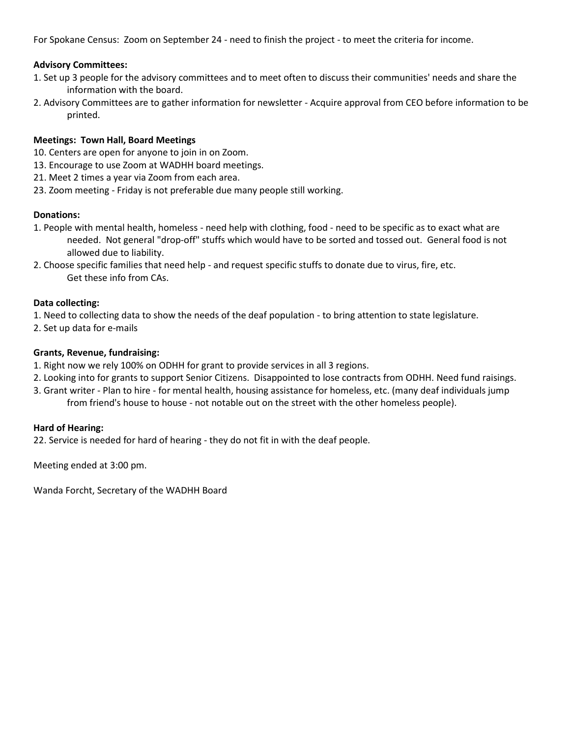For Spokane Census: Zoom on September 24 - need to finish the project - to meet the criteria for income.

**Advisory Committees:**

1. Set up 3 people for the advisory committees and to meet often to discuss their communities' needs and share the information with the board.
2. Advisory Committees are to gather information for newsletter - Acquire approval from CEO before information to be printed.

**Meetings: Town Hall, Board Meetings**

10. Centers are open for anyone to join in on Zoom.
13. Encourage to use Zoom at WADHH board meetings.
21. Meet 2 times a year via Zoom from each area.
23. Zoom meeting - Friday is not preferable due many people still working.

**Donations:**

1. People with mental health, homeless - need help with clothing, food - need to be specific as to exact what are needed. Not general "drop-off" stuffs which would have to be sorted and tossed out. General food is not allowed due to liability.
2. Choose specific families that need help - and request specific stuffs to donate due to virus, fire, etc. Get these info from CAs.

**Data collecting:**

1. Need to collecting data to show the needs of the deaf population - to bring attention to state legislature.
2. Set up data for e-mails

**Grants, Revenue, fundraising:**

1. Right now we rely 100% on ODHH for grant to provide services in all 3 regions.
2. Looking into for grants to support Senior Citizens. Disappointed to lose contracts from ODHH. Need fund raisings.
3. Grant writer - Plan to hire - for mental health, housing assistance for homeless, etc. (many deaf individuals jump from friend's house to house - not notable out on the street with the other homeless people).

**Hard of Hearing:**

22. Service is needed for hard of hearing - they do not fit in with the deaf people.

Meeting ended at 3:00 pm.

Wanda Forcht, Secretary of the WADHH Board